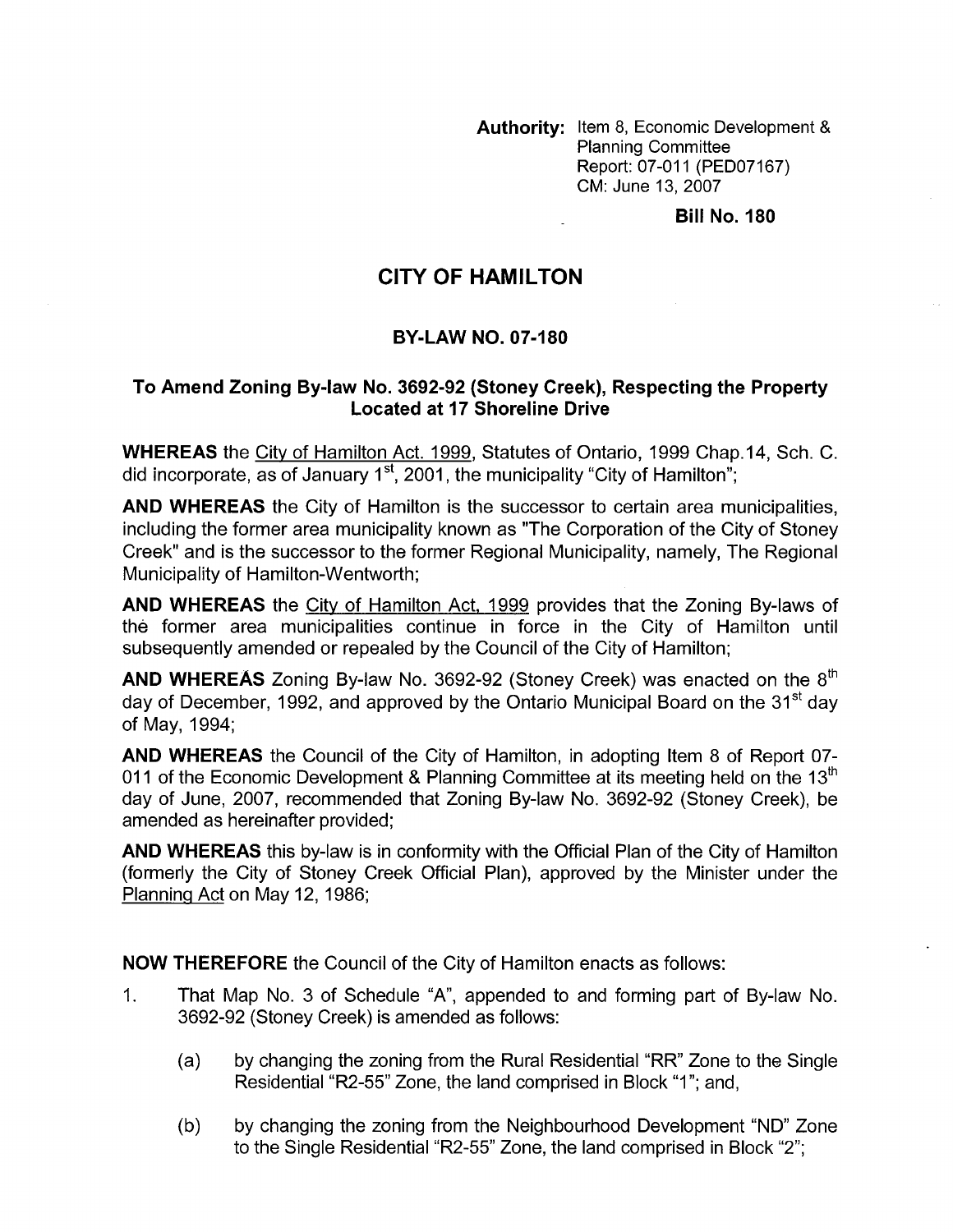**Authority:** Item 8, Economic Development & Planning Committee
Report: 07-011 (PED07167)
CM: June 13, 2007

**Bill No. 180**

# CITY OF HAMILTON

## BY-LAW NO. 07-180

### To Amend Zoning By-law No. 3692-92 (Stoney Creek), Respecting the Property Located at 17 Shoreline Drive

**WHEREAS** the City of Hamilton Act. 1999, Statutes of Ontario, 1999 Chap.14, Sch. C. did incorporate, as of January 1st, 2001, the municipality "City of Hamilton";

**AND WHEREAS** the City of Hamilton is the successor to certain area municipalities, including the former area municipality known as "The Corporation of the City of Stoney Creek" and is the successor to the former Regional Municipality, namely, The Regional Municipality of Hamilton-Wentworth;

**AND WHEREAS** the City of Hamilton Act, 1999 provides that the Zoning By-laws of the former area municipalities continue in force in the City of Hamilton until subsequently amended or repealed by the Council of the City of Hamilton;

**AND WHEREAS** Zoning By-law No. 3692-92 (Stoney Creek) was enacted on the 8th day of December, 1992, and approved by the Ontario Municipal Board on the 31st day of May, 1994;

**AND WHEREAS** the Council of the City of Hamilton, in adopting Item 8 of Report 07-011 of the Economic Development & Planning Committee at its meeting held on the 13th day of June, 2007, recommended that Zoning By-law No. 3692-92 (Stoney Creek), be amended as hereinafter provided;

**AND WHEREAS** this by-law is in conformity with the Official Plan of the City of Hamilton (formerly the City of Stoney Creek Official Plan), approved by the Minister under the Planning Act on May 12, 1986;

**NOW THEREFORE** the Council of the City of Hamilton enacts as follows:

1. That Map No. 3 of Schedule "A", appended to and forming part of By-law No. 3692-92 (Stoney Creek) is amended as follows:

   (a) by changing the zoning from the Rural Residential "RR" Zone to the Single Residential "R2-55" Zone, the land comprised in Block "1"; and,

   (b) by changing the zoning from the Neighbourhood Development "ND" Zone to the Single Residential "R2-55" Zone, the land comprised in Block "2";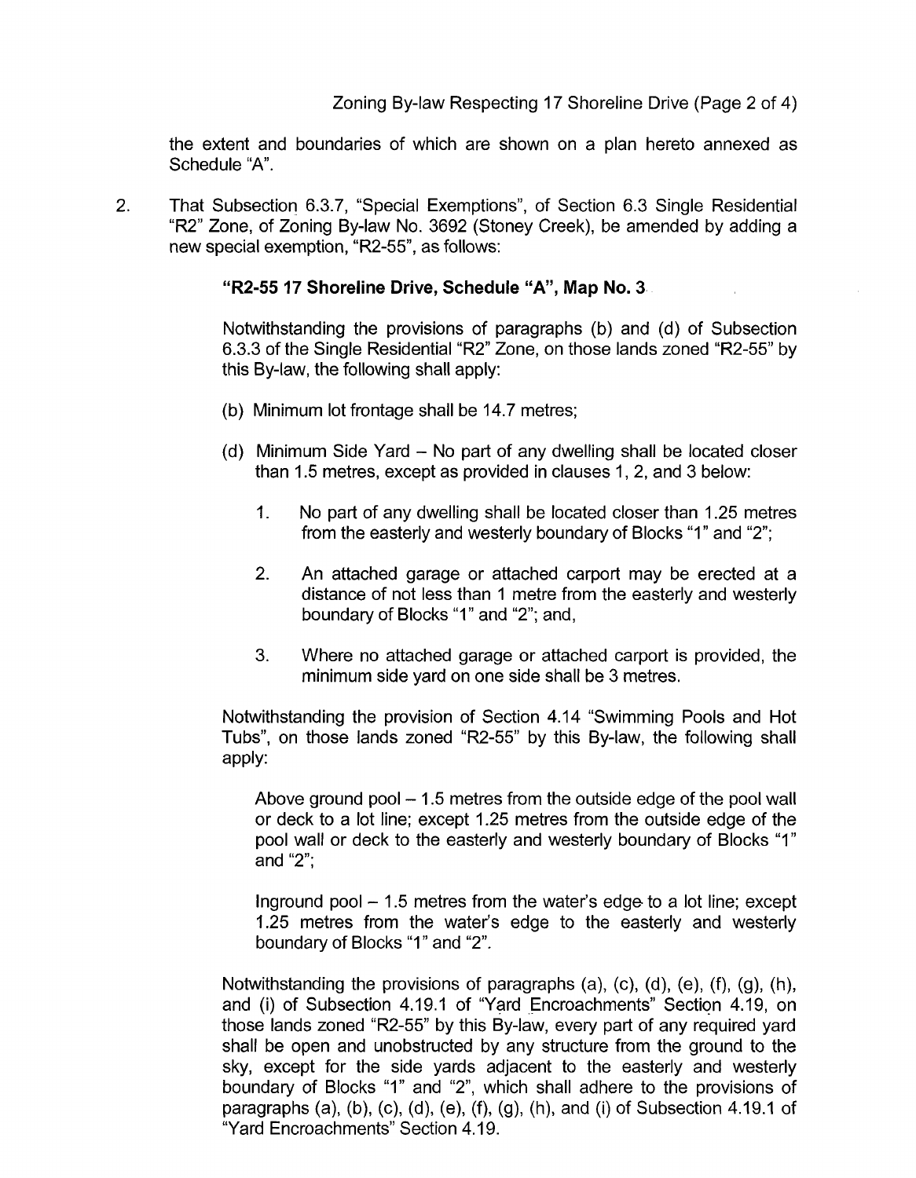the extent and boundaries of which are shown on a plan hereto annexed as Schedule "A".

2. That Subsection 6.3.7, "Special Exemptions", of Section 6.3 Single Residential "R2" Zone, of Zoning By-law No. 3692 (Stoney Creek), be amended by adding a new special exemption, "R2-55", as follows:

   **"R2-55 17 Shoreline Drive, Schedule "A", Map No. 3**

   Notwithstanding the provisions of paragraphs (b) and (d) of Subsection 6.3.3 of the Single Residential "R2" Zone, on those lands zoned "R2-55" by this By-law, the following shall apply:

   (b) Minimum lot frontage shall be 14.7 metres;

   (d) Minimum Side Yard – No part of any dwelling shall be located closer than 1.5 metres, except as provided in clauses 1, 2, and 3 below:

      1. No part of any dwelling shall be located closer than 1.25 metres from the easterly and westerly boundary of Blocks "1" and "2";

      2. An attached garage or attached carport may be erected at a distance of not less than 1 metre from the easterly and westerly boundary of Blocks "1" and "2"; and,

      3. Where no attached garage or attached carport is provided, the minimum side yard on one side shall be 3 metres.

   Notwithstanding the provision of Section 4.14 "Swimming Pools and Hot Tubs", on those lands zoned "R2-55" by this By-law, the following shall apply:

   Above ground pool – 1.5 metres from the outside edge of the pool wall or deck to a lot line; except 1.25 metres from the outside edge of the pool wall or deck to the easterly and westerly boundary of Blocks "1" and "2";

   Inground pool – 1.5 metres from the water's edge to a lot line; except 1.25 metres from the water's edge to the easterly and westerly boundary of Blocks "1" and "2".

   Notwithstanding the provisions of paragraphs (a), (c), (d), (e), (f), (g), (h), and (i) of Subsection 4.19.1 of "Yard Encroachments" Section 4.19, on those lands zoned "R2-55" by this By-law, every part of any required yard shall be open and unobstructed by any structure from the ground to the sky, except for the side yards adjacent to the easterly and westerly boundary of Blocks "1" and "2", which shall adhere to the provisions of paragraphs (a), (b), (c), (d), (e), (f), (g), (h), and (i) of Subsection 4.19.1 of "Yard Encroachments" Section 4.19.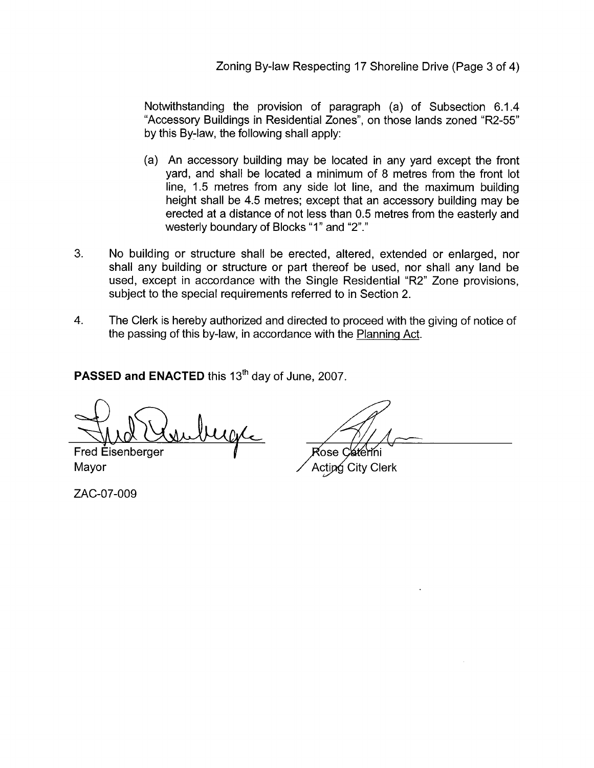Notwithstanding the provision of paragraph (a) of Subsection 6.1.4 "Accessory Buildings in Residential Zones", on those lands zoned "R2-55" by this By-law, the following shall apply:

(a) An accessory building may be located in any yard except the front yard, and shall be located a minimum of 8 metres from the front lot line, 1.5 metres from any side lot line, and the maximum building height shall be 4.5 metres; except that an accessory building may be erected at a distance of not less than 0.5 metres from the easterly and westerly boundary of Blocks "1" and "2"."

3. No building or structure shall be erected, altered, extended or enlarged, nor shall any building or structure or part thereof be used, nor shall any land be used, except in accordance with the Single Residential "R2" Zone provisions, subject to the special requirements referred to in Section 2.

4. The Clerk is hereby authorized and directed to proceed with the giving of notice of the passing of this by-law, in accordance with the Planning Act.

**PASSED and ENACTED** this 13th day of June, 2007.

Fred Eisenberger
Mayor

Rose Caterini
Acting City Clerk

ZAC-07-009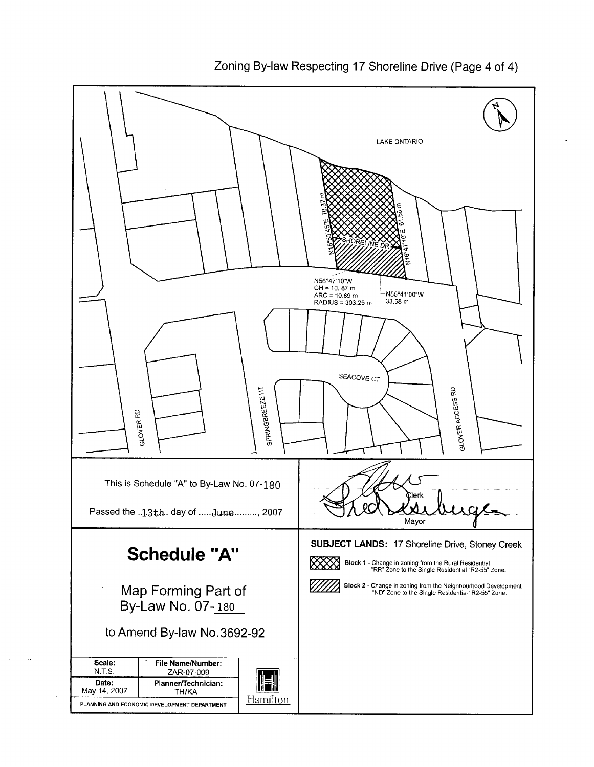Zoning By-law Respecting 17 Shoreline Drive (Page 4 of 4)

LAKE ONTARIO

N16°53'45"E 70.37 m

N16°47'10"E 61.56 m

SHORELINE DR

N56°47'10"W
CH = 10.87 m
ARC = 10.89 m
RADIUS = 303.25 m

N55°41'00"W
33.58 m

SEACOVE CT

GLOVER RD

SPRINGBREEZE HT

GLOVER ACCESS RD

This is Schedule "A" to By-Law No. 07-180

Passed the 13th day of June, 2007

Clerk

Mayor

# Schedule "A"

Map Forming Part of
By-Law No. 07-180

to Amend By-law No. 3692-92

| Scale: N.T.S. | File Name/Number: ZAR-07-009 |
| --- | --- |
| Date: May 14, 2007 | Planner/Technician: TH/KA |

PLANNING AND ECONOMIC DEVELOPMENT DEPARTMENT

Hamilton

**SUBJECT LANDS:** 17 Shoreline Drive, Stoney Creek

**Block 1** - Change in zoning from the Rural Residential "RR" Zone to the Single Residential "R2-55" Zone.

**Block 2** - Change in zoning from the Neighbourhood Development "ND" Zone to the Single Residential "R2-55" Zone.